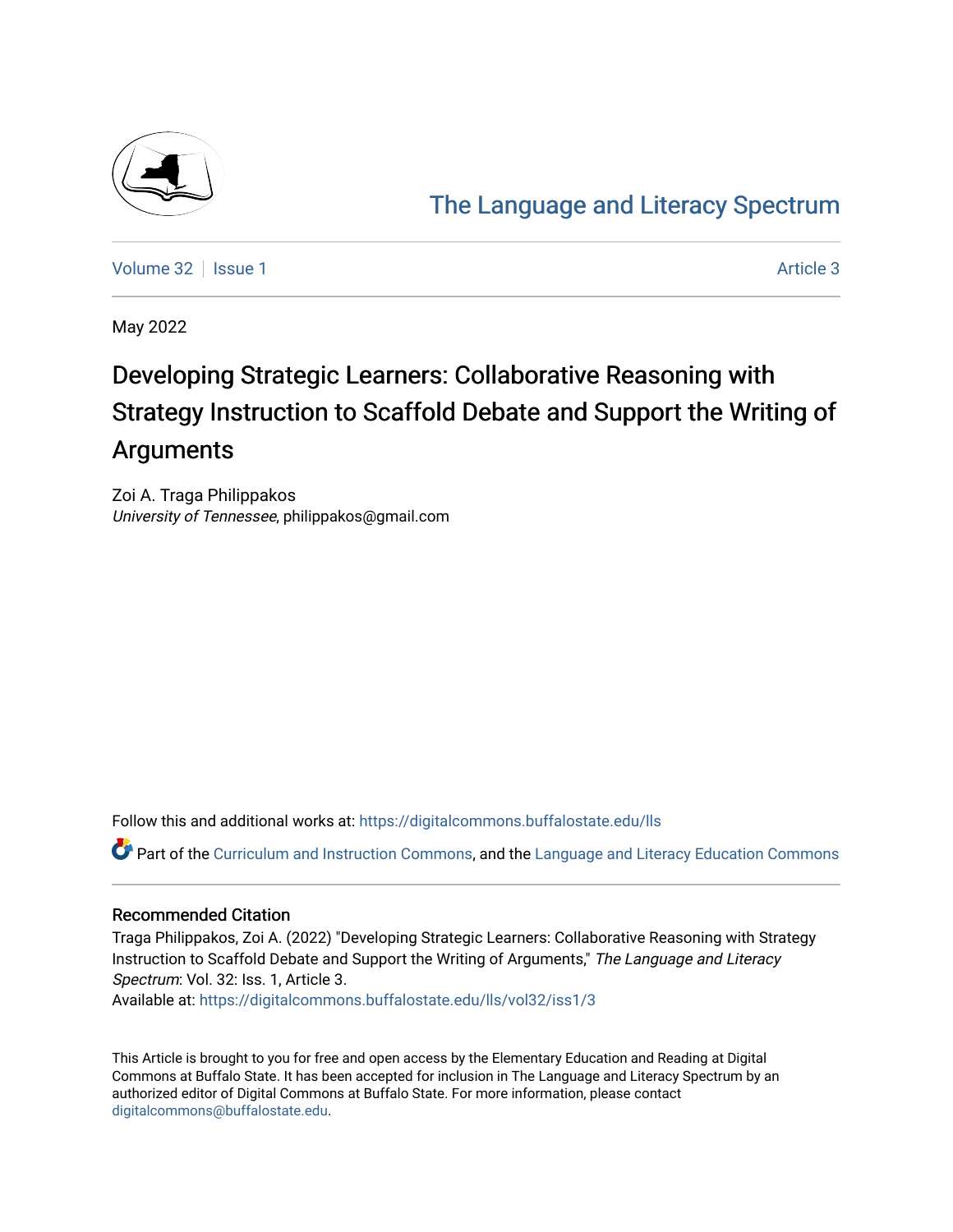The Language and Literacy Spectrum

Volume 32 | Issue 1 | Article 3

May 2022

# Developing Strategic Learners: Collaborative Reasoning with Strategy Instruction to Scaffold Debate and Support the Writing of Arguments

Zoi A. Traga Philippakos
*University of Tennessee*, philippakos@gmail.com

Follow this and additional works at: https://digitalcommons.buffalostate.edu/lls

Part of the Curriculum and Instruction Commons, and the Language and Literacy Education Commons

## Recommended Citation

Traga Philippakos, Zoi A. (2022) "Developing Strategic Learners: Collaborative Reasoning with Strategy Instruction to Scaffold Debate and Support the Writing of Arguments," *The Language and Literacy Spectrum*: Vol. 32: Iss. 1, Article 3.
Available at: https://digitalcommons.buffalostate.edu/lls/vol32/iss1/3

This Article is brought to you for free and open access by the Elementary Education and Reading at Digital Commons at Buffalo State. It has been accepted for inclusion in The Language and Literacy Spectrum by an authorized editor of Digital Commons at Buffalo State. For more information, please contact digitalcommons@buffalostate.edu.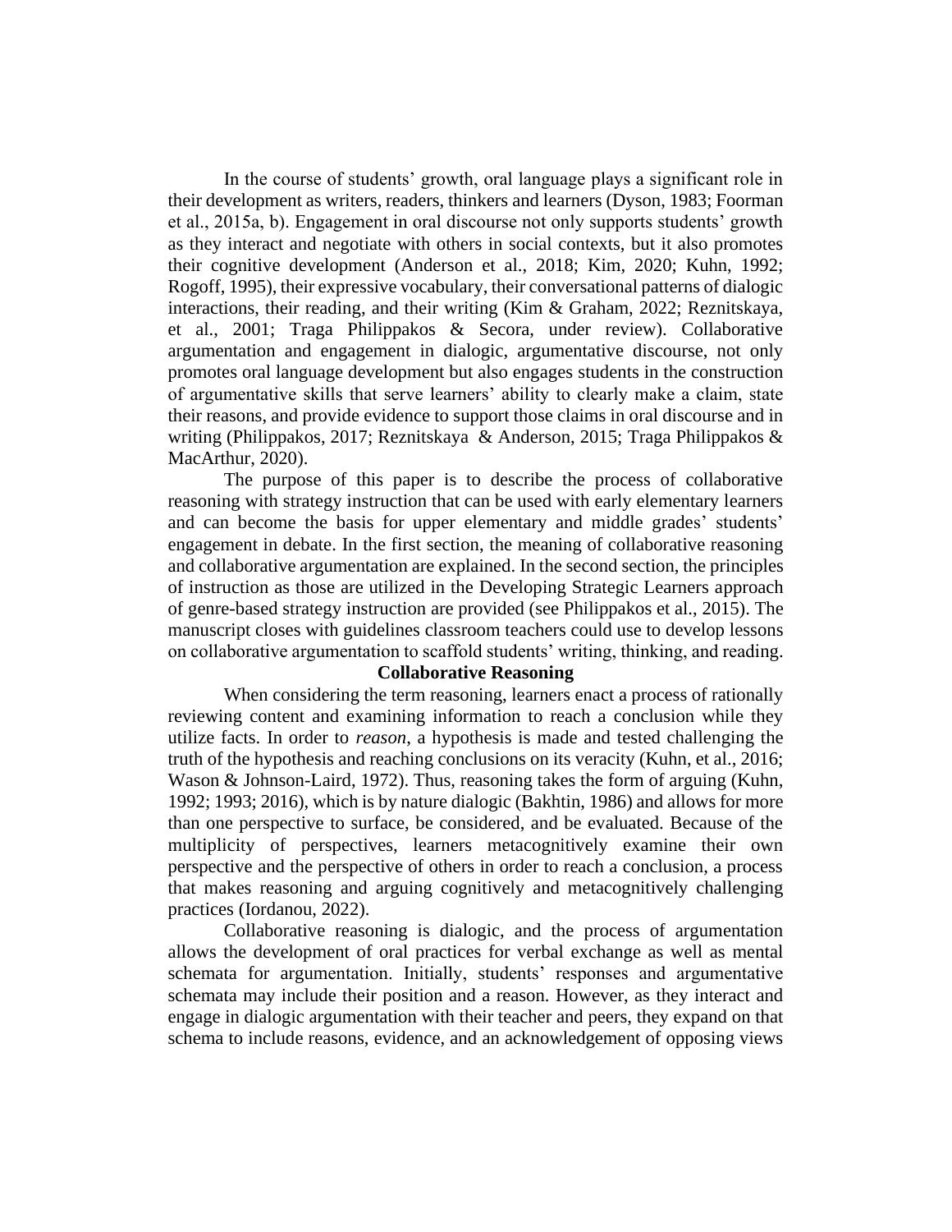In the course of students' growth, oral language plays a significant role in their development as writers, readers, thinkers and learners (Dyson, 1983; Foorman et al., 2015a, b). Engagement in oral discourse not only supports students' growth as they interact and negotiate with others in social contexts, but it also promotes their cognitive development (Anderson et al., 2018; Kim, 2020; Kuhn, 1992; Rogoff, 1995), their expressive vocabulary, their conversational patterns of dialogic interactions, their reading, and their writing (Kim & Graham, 2022; Reznitskaya, et al., 2001; Traga Philippakos & Secora, under review). Collaborative argumentation and engagement in dialogic, argumentative discourse, not only promotes oral language development but also engages students in the construction of argumentative skills that serve learners' ability to clearly make a claim, state their reasons, and provide evidence to support those claims in oral discourse and in writing (Philippakos, 2017; Reznitskaya & Anderson, 2015; Traga Philippakos & MacArthur, 2020).

The purpose of this paper is to describe the process of collaborative reasoning with strategy instruction that can be used with early elementary learners and can become the basis for upper elementary and middle grades' students' engagement in debate. In the first section, the meaning of collaborative reasoning and collaborative argumentation are explained. In the second section, the principles of instruction as those are utilized in the Developing Strategic Learners approach of genre-based strategy instruction are provided (see Philippakos et al., 2015). The manuscript closes with guidelines classroom teachers could use to develop lessons on collaborative argumentation to scaffold students' writing, thinking, and reading.

## Collaborative Reasoning

When considering the term reasoning, learners enact a process of rationally reviewing content and examining information to reach a conclusion while they utilize facts. In order to *reason*, a hypothesis is made and tested challenging the truth of the hypothesis and reaching conclusions on its veracity (Kuhn, et al., 2016; Wason & Johnson-Laird, 1972). Thus, reasoning takes the form of arguing (Kuhn, 1992; 1993; 2016), which is by nature dialogic (Bakhtin, 1986) and allows for more than one perspective to surface, be considered, and be evaluated. Because of the multiplicity of perspectives, learners metacognitively examine their own perspective and the perspective of others in order to reach a conclusion, a process that makes reasoning and arguing cognitively and metacognitively challenging practices (Iordanou, 2022).

Collaborative reasoning is dialogic, and the process of argumentation allows the development of oral practices for verbal exchange as well as mental schemata for argumentation. Initially, students' responses and argumentative schemata may include their position and a reason. However, as they interact and engage in dialogic argumentation with their teacher and peers, they expand on that schema to include reasons, evidence, and an acknowledgement of opposing views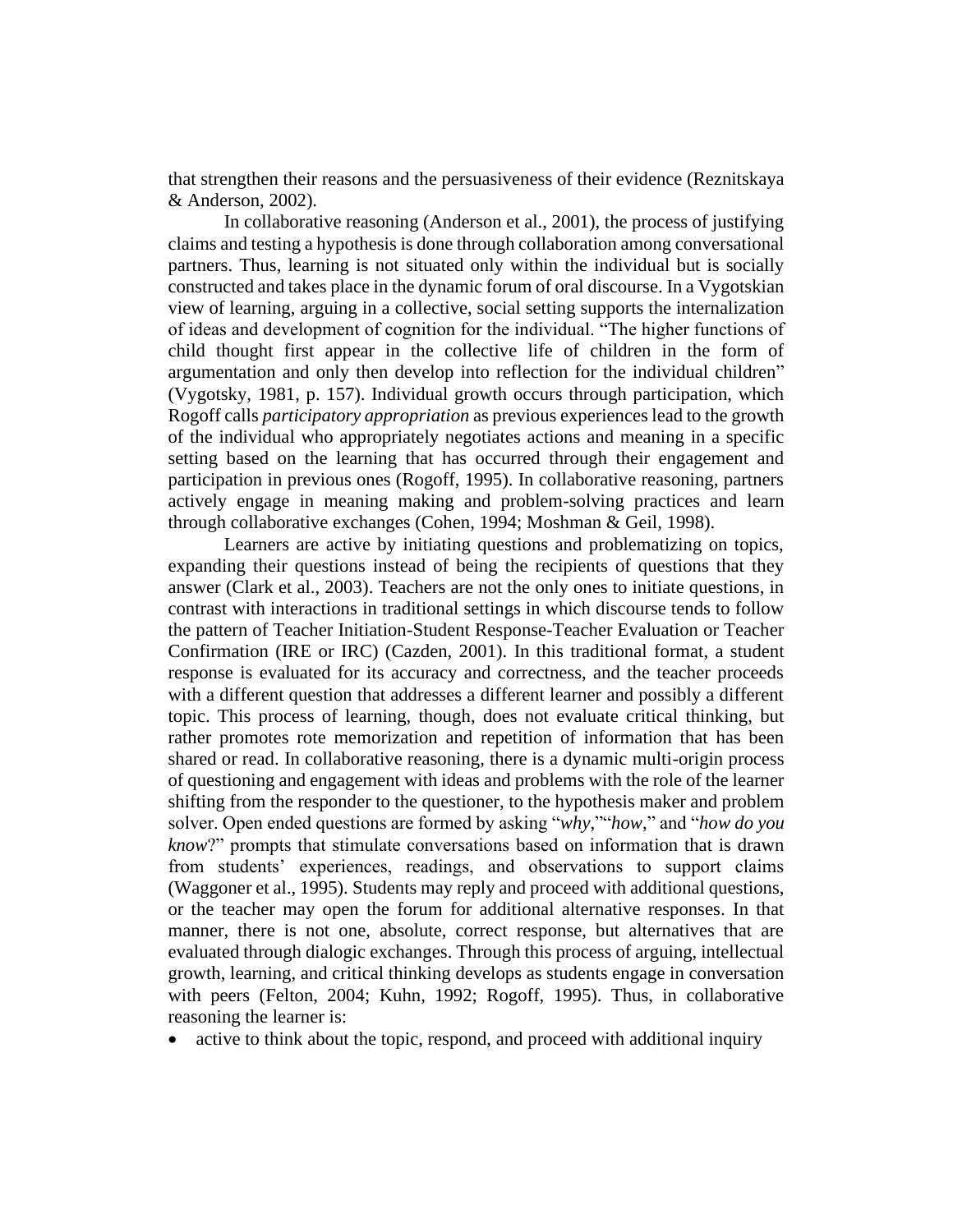that strengthen their reasons and the persuasiveness of their evidence (Reznitskaya & Anderson, 2002).

In collaborative reasoning (Anderson et al., 2001), the process of justifying claims and testing a hypothesis is done through collaboration among conversational partners. Thus, learning is not situated only within the individual but is socially constructed and takes place in the dynamic forum of oral discourse. In a Vygotskian view of learning, arguing in a collective, social setting supports the internalization of ideas and development of cognition for the individual. "The higher functions of child thought first appear in the collective life of children in the form of argumentation and only then develop into reflection for the individual children" (Vygotsky, 1981, p. 157). Individual growth occurs through participation, which Rogoff calls *participatory appropriation* as previous experiences lead to the growth of the individual who appropriately negotiates actions and meaning in a specific setting based on the learning that has occurred through their engagement and participation in previous ones (Rogoff, 1995). In collaborative reasoning, partners actively engage in meaning making and problem-solving practices and learn through collaborative exchanges (Cohen, 1994; Moshman & Geil, 1998).

Learners are active by initiating questions and problematizing on topics, expanding their questions instead of being the recipients of questions that they answer (Clark et al., 2003). Teachers are not the only ones to initiate questions, in contrast with interactions in traditional settings in which discourse tends to follow the pattern of Teacher Initiation-Student Response-Teacher Evaluation or Teacher Confirmation (IRE or IRC) (Cazden, 2001). In this traditional format, a student response is evaluated for its accuracy and correctness, and the teacher proceeds with a different question that addresses a different learner and possibly a different topic. This process of learning, though, does not evaluate critical thinking, but rather promotes rote memorization and repetition of information that has been shared or read. In collaborative reasoning, there is a dynamic multi-origin process of questioning and engagement with ideas and problems with the role of the learner shifting from the responder to the questioner, to the hypothesis maker and problem solver. Open ended questions are formed by asking "*why*,""*how*," and "*how do you know*?" prompts that stimulate conversations based on information that is drawn from students' experiences, readings, and observations to support claims (Waggoner et al., 1995). Students may reply and proceed with additional questions, or the teacher may open the forum for additional alternative responses. In that manner, there is not one, absolute, correct response, but alternatives that are evaluated through dialogic exchanges. Through this process of arguing, intellectual growth, learning, and critical thinking develops as students engage in conversation with peers (Felton, 2004; Kuhn, 1992; Rogoff, 1995). Thus, in collaborative reasoning the learner is:

- active to think about the topic, respond, and proceed with additional inquiry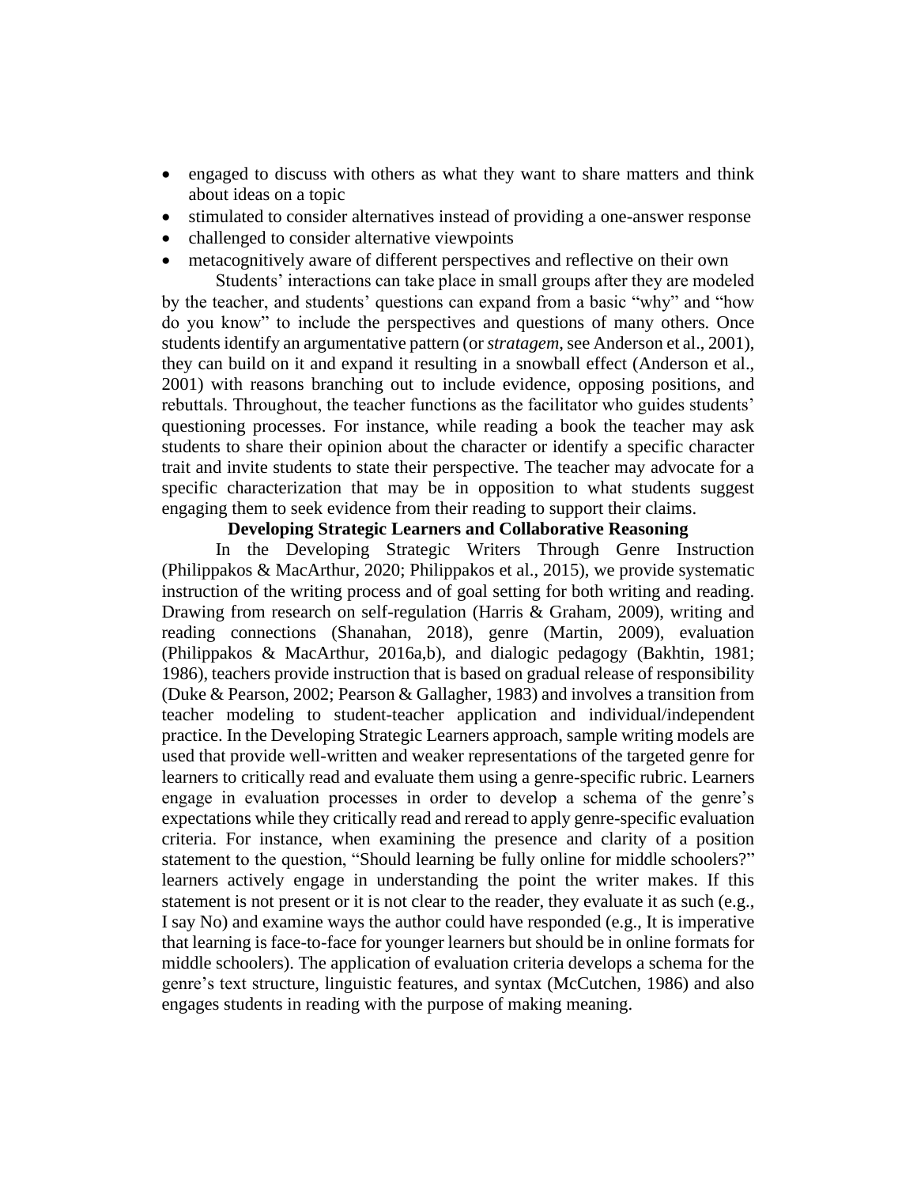- engaged to discuss with others as what they want to share matters and think about ideas on a topic
- stimulated to consider alternatives instead of providing a one-answer response
- challenged to consider alternative viewpoints
- metacognitively aware of different perspectives and reflective on their own

Students' interactions can take place in small groups after they are modeled by the teacher, and students' questions can expand from a basic "why" and "how do you know" to include the perspectives and questions of many others. Once students identify an argumentative pattern (or *stratagem*, see Anderson et al., 2001), they can build on it and expand it resulting in a snowball effect (Anderson et al., 2001) with reasons branching out to include evidence, opposing positions, and rebuttals. Throughout, the teacher functions as the facilitator who guides students' questioning processes. For instance, while reading a book the teacher may ask students to share their opinion about the character or identify a specific character trait and invite students to state their perspective. The teacher may advocate for a specific characterization that may be in opposition to what students suggest engaging them to seek evidence from their reading to support their claims.

## Developing Strategic Learners and Collaborative Reasoning

In the Developing Strategic Writers Through Genre Instruction (Philippakos & MacArthur, 2020; Philippakos et al., 2015), we provide systematic instruction of the writing process and of goal setting for both writing and reading. Drawing from research on self-regulation (Harris & Graham, 2009), writing and reading connections (Shanahan, 2018), genre (Martin, 2009), evaluation (Philippakos & MacArthur, 2016a,b), and dialogic pedagogy (Bakhtin, 1981; 1986), teachers provide instruction that is based on gradual release of responsibility (Duke & Pearson, 2002; Pearson & Gallagher, 1983) and involves a transition from teacher modeling to student-teacher application and individual/independent practice. In the Developing Strategic Learners approach, sample writing models are used that provide well-written and weaker representations of the targeted genre for learners to critically read and evaluate them using a genre-specific rubric. Learners engage in evaluation processes in order to develop a schema of the genre's expectations while they critically read and reread to apply genre-specific evaluation criteria. For instance, when examining the presence and clarity of a position statement to the question, "Should learning be fully online for middle schoolers?" learners actively engage in understanding the point the writer makes. If this statement is not present or it is not clear to the reader, they evaluate it as such (e.g., I say No) and examine ways the author could have responded (e.g., It is imperative that learning is face-to-face for younger learners but should be in online formats for middle schoolers). The application of evaluation criteria develops a schema for the genre's text structure, linguistic features, and syntax (McCutchen, 1986) and also engages students in reading with the purpose of making meaning.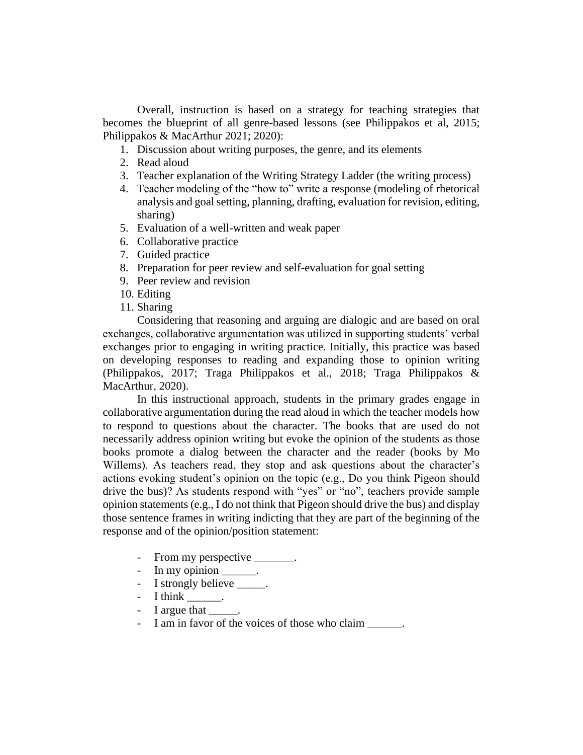Overall, instruction is based on a strategy for teaching strategies that becomes the blueprint of all genre-based lessons (see Philippakos et al, 2015; Philippakos & MacArthur 2021; 2020):

1. Discussion about writing purposes, the genre, and its elements
2. Read aloud
3. Teacher explanation of the Writing Strategy Ladder (the writing process)
4. Teacher modeling of the "how to" write a response (modeling of rhetorical analysis and goal setting, planning, drafting, evaluation for revision, editing, sharing)
5. Evaluation of a well-written and weak paper
6. Collaborative practice
7. Guided practice
8. Preparation for peer review and self-evaluation for goal setting
9. Peer review and revision
10. Editing
11. Sharing

Considering that reasoning and arguing are dialogic and are based on oral exchanges, collaborative argumentation was utilized in supporting students' verbal exchanges prior to engaging in writing practice. Initially, this practice was based on developing responses to reading and expanding those to opinion writing (Philippakos, 2017; Traga Philippakos et al., 2018; Traga Philippakos & MacArthur, 2020).

In this instructional approach, students in the primary grades engage in collaborative argumentation during the read aloud in which the teacher models how to respond to questions about the character. The books that are used do not necessarily address opinion writing but evoke the opinion of the students as those books promote a dialog between the character and the reader (books by Mo Willems). As teachers read, they stop and ask questions about the character's actions evoking student's opinion on the topic (e.g., Do you think Pigeon should drive the bus)? As students respond with "yes" or "no", teachers provide sample opinion statements (e.g., I do not think that Pigeon should drive the bus) and display those sentence frames in writing indicting that they are part of the beginning of the response and of the opinion/position statement:

- From my perspective _______.
- In my opinion ______.
- I strongly believe _____.
- I think ______.
- I argue that _____.
- I am in favor of the voices of those who claim ______.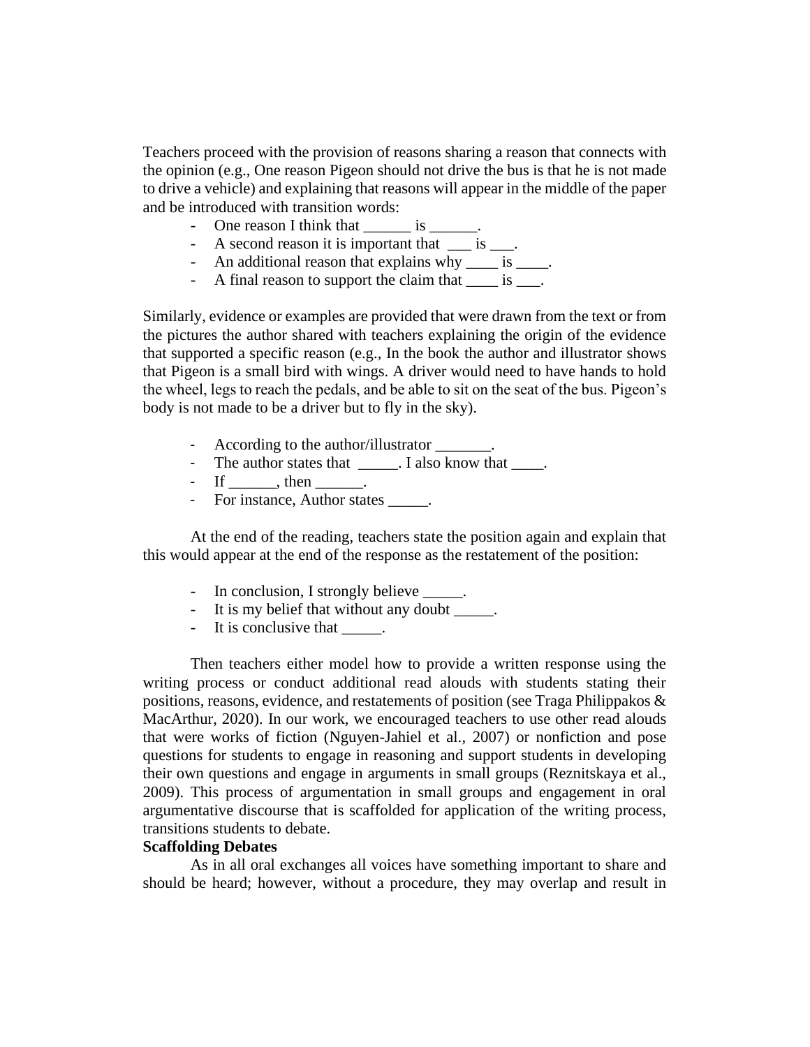Teachers proceed with the provision of reasons sharing a reason that connects with the opinion (e.g., One reason Pigeon should not drive the bus is that he is not made to drive a vehicle) and explaining that reasons will appear in the middle of the paper and be introduced with transition words:

- One reason I think that ______ is ______.
- A second reason it is important that ___ is ___.
- An additional reason that explains why ____ is ____.
- A final reason to support the claim that ____ is ___.

Similarly, evidence or examples are provided that were drawn from the text or from the pictures the author shared with teachers explaining the origin of the evidence that supported a specific reason (e.g., In the book the author and illustrator shows that Pigeon is a small bird with wings. A driver would need to have hands to hold the wheel, legs to reach the pedals, and be able to sit on the seat of the bus. Pigeon's body is not made to be a driver but to fly in the sky).

- According to the author/illustrator _______.
- The author states that _____. I also know that ____.
- If ______, then ______.
- For instance, Author states _____.

At the end of the reading, teachers state the position again and explain that this would appear at the end of the response as the restatement of the position:

- In conclusion, I strongly believe _____.
- It is my belief that without any doubt _____.
- It is conclusive that _____.

Then teachers either model how to provide a written response using the writing process or conduct additional read alouds with students stating their positions, reasons, evidence, and restatements of position (see Traga Philippakos & MacArthur, 2020). In our work, we encouraged teachers to use other read alouds that were works of fiction (Nguyen-Jahiel et al., 2007) or nonfiction and pose questions for students to engage in reasoning and support students in developing their own questions and engage in arguments in small groups (Reznitskaya et al., 2009). This process of argumentation in small groups and engagement in oral argumentative discourse that is scaffolded for application of the writing process, transitions students to debate.

**Scaffolding Debates**

As in all oral exchanges all voices have something important to share and should be heard; however, without a procedure, they may overlap and result in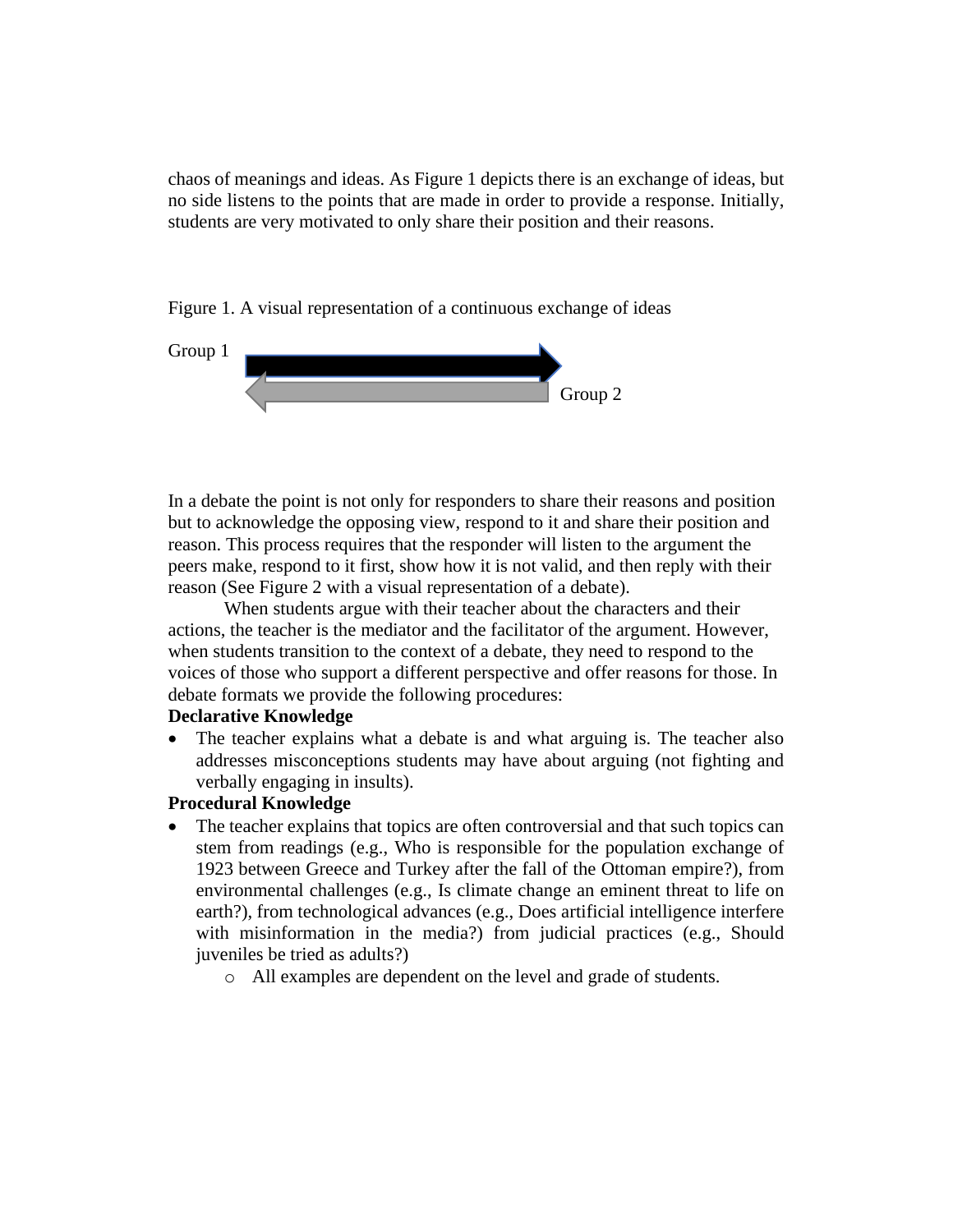chaos of meanings and ideas. As Figure 1 depicts there is an exchange of ideas, but no side listens to the points that are made in order to provide a response. Initially, students are very motivated to only share their position and their reasons.

Figure 1. A visual representation of a continuous exchange of ideas

Group 1

Group 2

In a debate the point is not only for responders to share their reasons and position but to acknowledge the opposing view, respond to it and share their position and reason. This process requires that the responder will listen to the argument the peers make, respond to it first, show how it is not valid, and then reply with their reason (See Figure 2 with a visual representation of a debate).

When students argue with their teacher about the characters and their actions, the teacher is the mediator and the facilitator of the argument. However, when students transition to the context of a debate, they need to respond to the voices of those who support a different perspective and offer reasons for those. In debate formats we provide the following procedures:

**Declarative Knowledge**

- The teacher explains what a debate is and what arguing is. The teacher also addresses misconceptions students may have about arguing (not fighting and verbally engaging in insults).

**Procedural Knowledge**

- The teacher explains that topics are often controversial and that such topics can stem from readings (e.g., Who is responsible for the population exchange of 1923 between Greece and Turkey after the fall of the Ottoman empire?), from environmental challenges (e.g., Is climate change an eminent threat to life on earth?), from technological advances (e.g., Does artificial intelligence interfere with misinformation in the media?) from judicial practices (e.g., Should juveniles be tried as adults?)
  - All examples are dependent on the level and grade of students.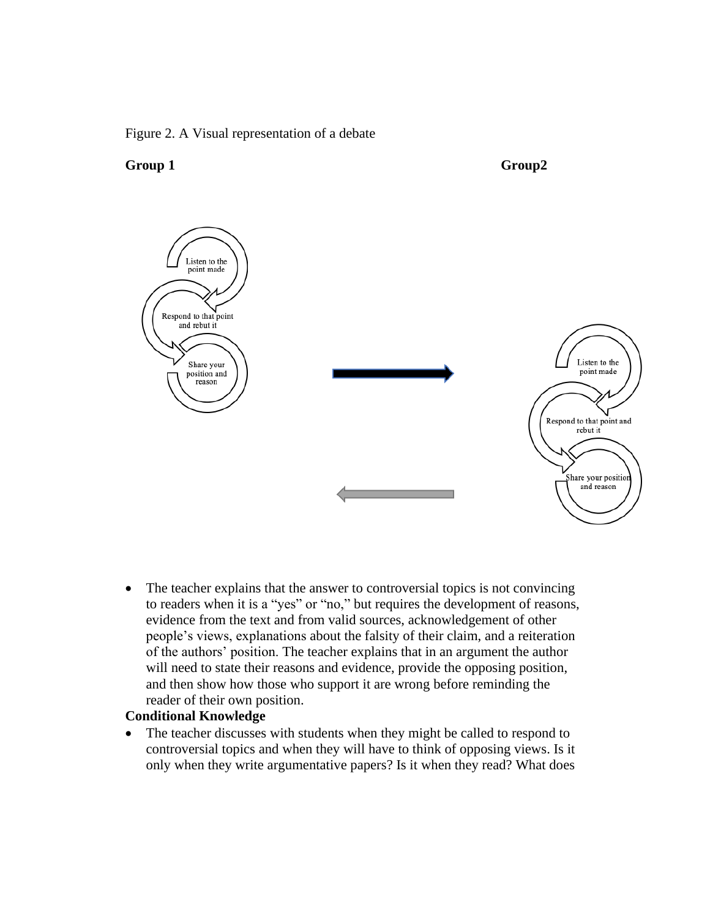Figure 2. A Visual representation of a debate

**Group 1** **Group2**

Listen to the point made

Respond to that point and rebut it

Share your position and reason

Listen to the point made

Respond to that point and rebut it

Share your position and reason

- The teacher explains that the answer to controversial topics is not convincing to readers when it is a "yes" or "no," but requires the development of reasons, evidence from the text and from valid sources, acknowledgement of other people's views, explanations about the falsity of their claim, and a reiteration of the authors' position. The teacher explains that in an argument the author will need to state their reasons and evidence, provide the opposing position, and then show how those who support it are wrong before reminding the reader of their own position.

**Conditional Knowledge**

- The teacher discusses with students when they might be called to respond to controversial topics and when they will have to think of opposing views. Is it only when they write argumentative papers? Is it when they read? What does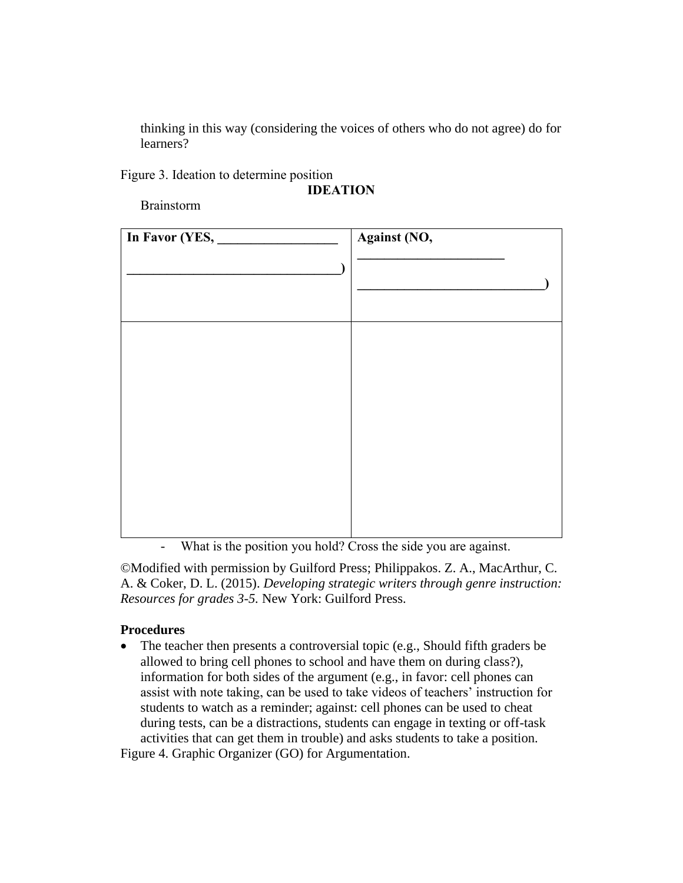thinking in this way (considering the voices of others who do not agree) do for learners?

Figure 3. Ideation to determine position

**IDEATION**

Brainstorm

| **In Favor (YES, __________________ __________________________________)** | **Against (NO, ______________________ ____________________________)** |
| --- | --- |
| | |

- What is the position you hold? Cross the side you are against.

©Modified with permission by Guilford Press; Philippakos. Z. A., MacArthur, C. A. & Coker, D. L. (2015). *Developing strategic writers through genre instruction: Resources for grades 3-5.* New York: Guilford Press.

**Procedures**

- The teacher then presents a controversial topic (e.g., Should fifth graders be allowed to bring cell phones to school and have them on during class?), information for both sides of the argument (e.g., in favor: cell phones can assist with note taking, can be used to take videos of teachers' instruction for students to watch as a reminder; against: cell phones can be used to cheat during tests, can be a distractions, students can engage in texting or off-task activities that can get them in trouble) and asks students to take a position.

Figure 4. Graphic Organizer (GO) for Argumentation.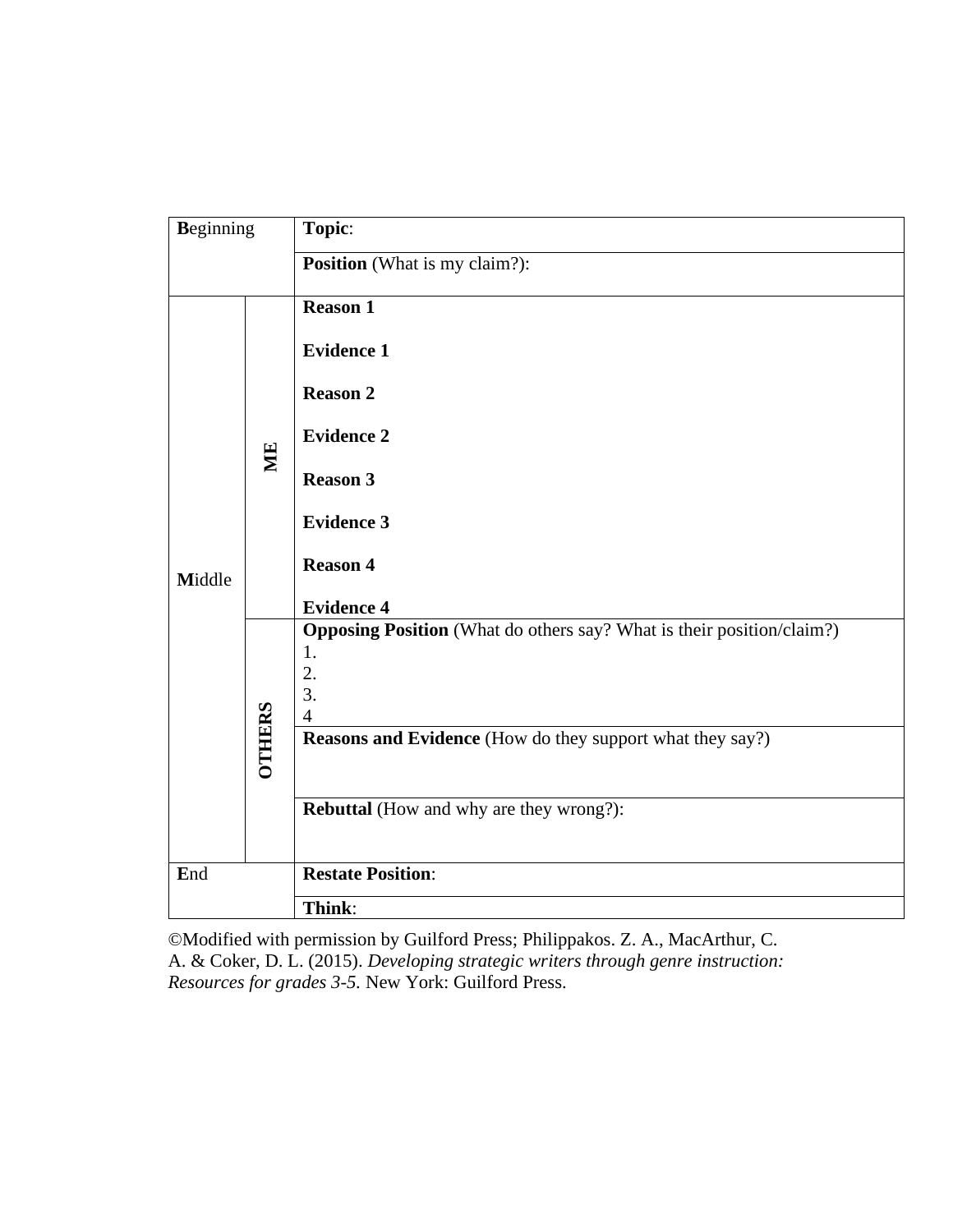| | | |
|---|---|---|
| **B**eginning | | **Topic**: |
| | | **Position** (What is my claim?): |
| **M**iddle | **ME** | **Reason 1**<br><br>**Evidence 1**<br><br>**Reason 2**<br><br>**Evidence 2**<br><br>**Reason 3**<br><br>**Evidence 3**<br><br>**Reason 4**<br><br>**Evidence 4** |
| | **OTHERS** | **Opposing Position** (What do others say? What is their position/claim?)<br>1.<br>2.<br>3.<br>4 |
| | | **Reasons and Evidence** (How do they support what they say?) |
| | | **Rebuttal** (How and why are they wrong?): |
| **E**nd | | **Restate Position**: |
| | | **Think**: |

©Modified with permission by Guilford Press; Philippakos. Z. A., MacArthur, C. A. & Coker, D. L. (2015). *Developing strategic writers through genre instruction: Resources for grades 3-5.* New York: Guilford Press.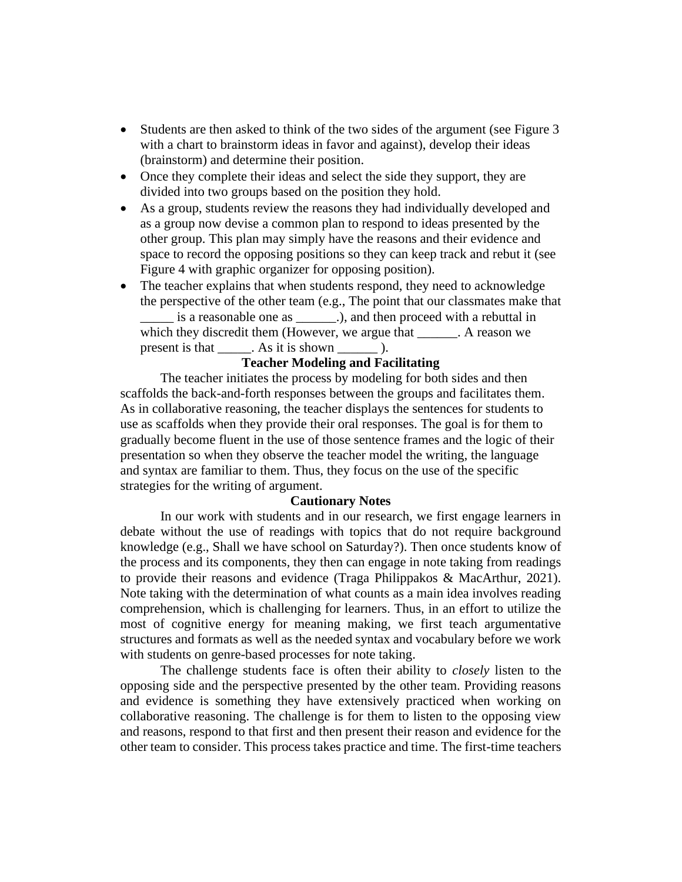- Students are then asked to think of the two sides of the argument (see Figure 3 with a chart to brainstorm ideas in favor and against), develop their ideas (brainstorm) and determine their position.
- Once they complete their ideas and select the side they support, they are divided into two groups based on the position they hold.
- As a group, students review the reasons they had individually developed and as a group now devise a common plan to respond to ideas presented by the other group. This plan may simply have the reasons and their evidence and space to record the opposing positions so they can keep track and rebut it (see Figure 4 with graphic organizer for opposing position).
- The teacher explains that when students respond, they need to acknowledge the perspective of the other team (e.g., The point that our classmates make that _____ is a reasonable one as ______.), and then proceed with a rebuttal in which they discredit them (However, we argue that ______. A reason we present is that _____. As it is shown ______ ).

### Teacher Modeling and Facilitating

The teacher initiates the process by modeling for both sides and then scaffolds the back-and-forth responses between the groups and facilitates them. As in collaborative reasoning, the teacher displays the sentences for students to use as scaffolds when they provide their oral responses. The goal is for them to gradually become fluent in the use of those sentence frames and the logic of their presentation so when they observe the teacher model the writing, the language and syntax are familiar to them. Thus, they focus on the use of the specific strategies for the writing of argument.

### Cautionary Notes

In our work with students and in our research, we first engage learners in debate without the use of readings with topics that do not require background knowledge (e.g., Shall we have school on Saturday?). Then once students know of the process and its components, they then can engage in note taking from readings to provide their reasons and evidence (Traga Philippakos & MacArthur, 2021). Note taking with the determination of what counts as a main idea involves reading comprehension, which is challenging for learners. Thus, in an effort to utilize the most of cognitive energy for meaning making, we first teach argumentative structures and formats as well as the needed syntax and vocabulary before we work with students on genre-based processes for note taking.

The challenge students face is often their ability to *closely* listen to the opposing side and the perspective presented by the other team. Providing reasons and evidence is something they have extensively practiced when working on collaborative reasoning. The challenge is for them to listen to the opposing view and reasons, respond to that first and then present their reason and evidence for the other team to consider. This process takes practice and time. The first-time teachers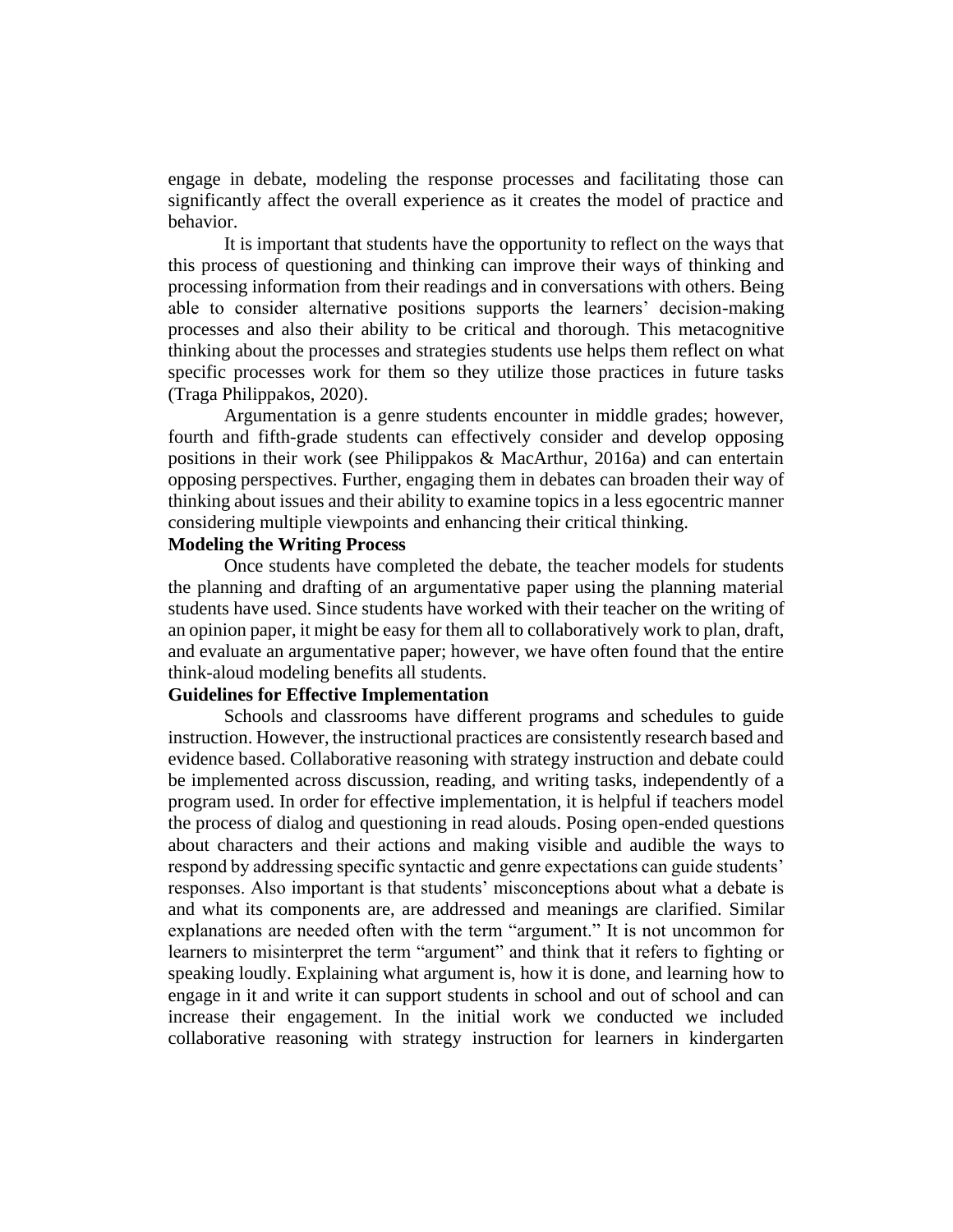engage in debate, modeling the response processes and facilitating those can significantly affect the overall experience as it creates the model of practice and behavior.

It is important that students have the opportunity to reflect on the ways that this process of questioning and thinking can improve their ways of thinking and processing information from their readings and in conversations with others. Being able to consider alternative positions supports the learners' decision-making processes and also their ability to be critical and thorough. This metacognitive thinking about the processes and strategies students use helps them reflect on what specific processes work for them so they utilize those practices in future tasks (Traga Philippakos, 2020).

Argumentation is a genre students encounter in middle grades; however, fourth and fifth-grade students can effectively consider and develop opposing positions in their work (see Philippakos & MacArthur, 2016a) and can entertain opposing perspectives. Further, engaging them in debates can broaden their way of thinking about issues and their ability to examine topics in a less egocentric manner considering multiple viewpoints and enhancing their critical thinking.

**Modeling the Writing Process**

Once students have completed the debate, the teacher models for students the planning and drafting of an argumentative paper using the planning material students have used. Since students have worked with their teacher on the writing of an opinion paper, it might be easy for them all to collaboratively work to plan, draft, and evaluate an argumentative paper; however, we have often found that the entire think-aloud modeling benefits all students.

**Guidelines for Effective Implementation**

Schools and classrooms have different programs and schedules to guide instruction. However, the instructional practices are consistently research based and evidence based. Collaborative reasoning with strategy instruction and debate could be implemented across discussion, reading, and writing tasks, independently of a program used. In order for effective implementation, it is helpful if teachers model the process of dialog and questioning in read alouds. Posing open-ended questions about characters and their actions and making visible and audible the ways to respond by addressing specific syntactic and genre expectations can guide students' responses. Also important is that students' misconceptions about what a debate is and what its components are, are addressed and meanings are clarified. Similar explanations are needed often with the term "argument." It is not uncommon for learners to misinterpret the term "argument" and think that it refers to fighting or speaking loudly. Explaining what argument is, how it is done, and learning how to engage in it and write it can support students in school and out of school and can increase their engagement. In the initial work we conducted we included collaborative reasoning with strategy instruction for learners in kindergarten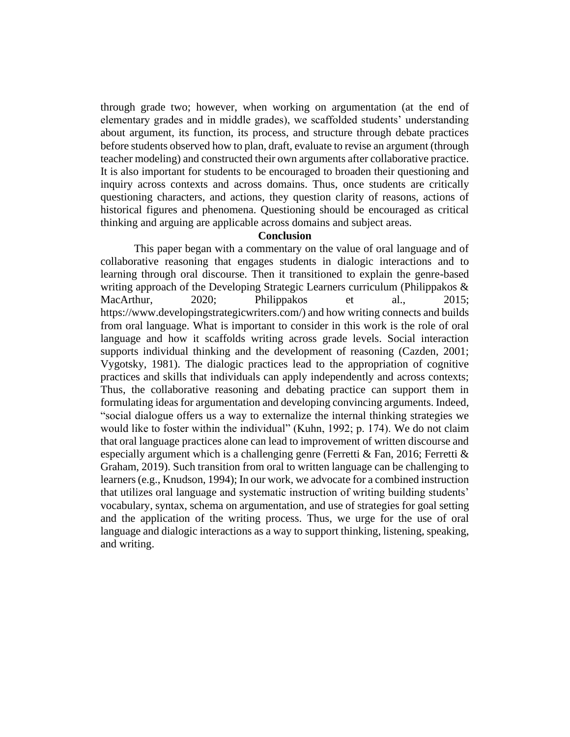through grade two; however, when working on argumentation (at the end of elementary grades and in middle grades), we scaffolded students' understanding about argument, its function, its process, and structure through debate practices before students observed how to plan, draft, evaluate to revise an argument (through teacher modeling) and constructed their own arguments after collaborative practice. It is also important for students to be encouraged to broaden their questioning and inquiry across contexts and across domains. Thus, once students are critically questioning characters, and actions, they question clarity of reasons, actions of historical figures and phenomena. Questioning should be encouraged as critical thinking and arguing are applicable across domains and subject areas.

## Conclusion

This paper began with a commentary on the value of oral language and of collaborative reasoning that engages students in dialogic interactions and to learning through oral discourse. Then it transitioned to explain the genre-based writing approach of the Developing Strategic Learners curriculum (Philippakos & MacArthur, 2020; Philippakos et al., 2015; https://www.developingstrategicwriters.com/) and how writing connects and builds from oral language. What is important to consider in this work is the role of oral language and how it scaffolds writing across grade levels. Social interaction supports individual thinking and the development of reasoning (Cazden, 2001; Vygotsky, 1981). The dialogic practices lead to the appropriation of cognitive practices and skills that individuals can apply independently and across contexts; Thus, the collaborative reasoning and debating practice can support them in formulating ideas for argumentation and developing convincing arguments. Indeed, "social dialogue offers us a way to externalize the internal thinking strategies we would like to foster within the individual" (Kuhn, 1992; p. 174). We do not claim that oral language practices alone can lead to improvement of written discourse and especially argument which is a challenging genre (Ferretti & Fan, 2016; Ferretti & Graham, 2019). Such transition from oral to written language can be challenging to learners (e.g., Knudson, 1994); In our work, we advocate for a combined instruction that utilizes oral language and systematic instruction of writing building students' vocabulary, syntax, schema on argumentation, and use of strategies for goal setting and the application of the writing process. Thus, we urge for the use of oral language and dialogic interactions as a way to support thinking, listening, speaking, and writing.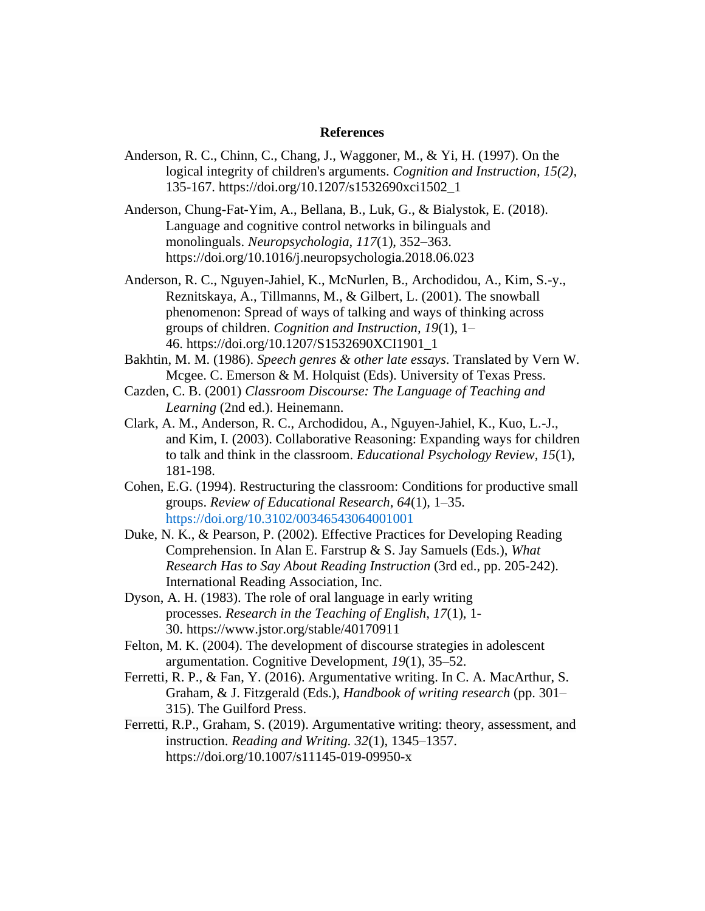# References

Anderson, R. C., Chinn, C., Chang, J., Waggoner, M., & Yi, H. (1997). On the logical integrity of children's arguments. *Cognition and Instruction, 15(2)*, 135-167. https://doi.org/10.1207/s1532690xci1502_1

Anderson, Chung-Fat-Yim, A., Bellana, B., Luk, G., & Bialystok, E. (2018). Language and cognitive control networks in bilinguals and monolinguals. *Neuropsychologia*, *117*(1), 352–363. https://doi.org/10.1016/j.neuropsychologia.2018.06.023

Anderson, R. C., Nguyen-Jahiel, K., McNurlen, B., Archodidou, A., Kim, S.-y., Reznitskaya, A., Tillmanns, M., & Gilbert, L. (2001). The snowball phenomenon: Spread of ways of talking and ways of thinking across groups of children. *Cognition and Instruction*, *19*(1), 1–46. https://doi.org/10.1207/S1532690XCI1901_1

Bakhtin, M. M. (1986). *Speech genres & other late essays*. Translated by Vern W. Mcgee. C. Emerson & M. Holquist (Eds). University of Texas Press.

Cazden, C. B. (2001) *Classroom Discourse: The Language of Teaching and Learning* (2nd ed.). Heinemann.

Clark, A. M., Anderson, R. C., Archodidou, A., Nguyen-Jahiel, K., Kuo, L.-J., and Kim, I. (2003). Collaborative Reasoning: Expanding ways for children to talk and think in the classroom. *Educational Psychology Review*, *15*(1), 181-198.

Cohen, E.G. (1994). Restructuring the classroom: Conditions for productive small groups. *Review of Educational Research*, *64*(1), 1–35. https://doi.org/10.3102/00346543064001001

Duke, N. K., & Pearson, P. (2002). Effective Practices for Developing Reading Comprehension. In Alan E. Farstrup & S. Jay Samuels (Eds.), *What Research Has to Say About Reading Instruction* (3rd ed., pp. 205-242). International Reading Association, Inc.

Dyson, A. H. (1983). The role of oral language in early writing processes. *Research in the Teaching of English*, *17*(1), 1-30. https://www.jstor.org/stable/40170911

Felton, M. K. (2004). The development of discourse strategies in adolescent argumentation. Cognitive Development, *19*(1), 35–52.

Ferretti, R. P., & Fan, Y. (2016). Argumentative writing. In C. A. MacArthur, S. Graham, & J. Fitzgerald (Eds.), *Handbook of writing research* (pp. 301–315). The Guilford Press.

Ferretti, R.P., Graham, S. (2019). Argumentative writing: theory, assessment, and instruction. *Reading and Writing. 32*(1), 1345–1357. https://doi.org/10.1007/s11145-019-09950-x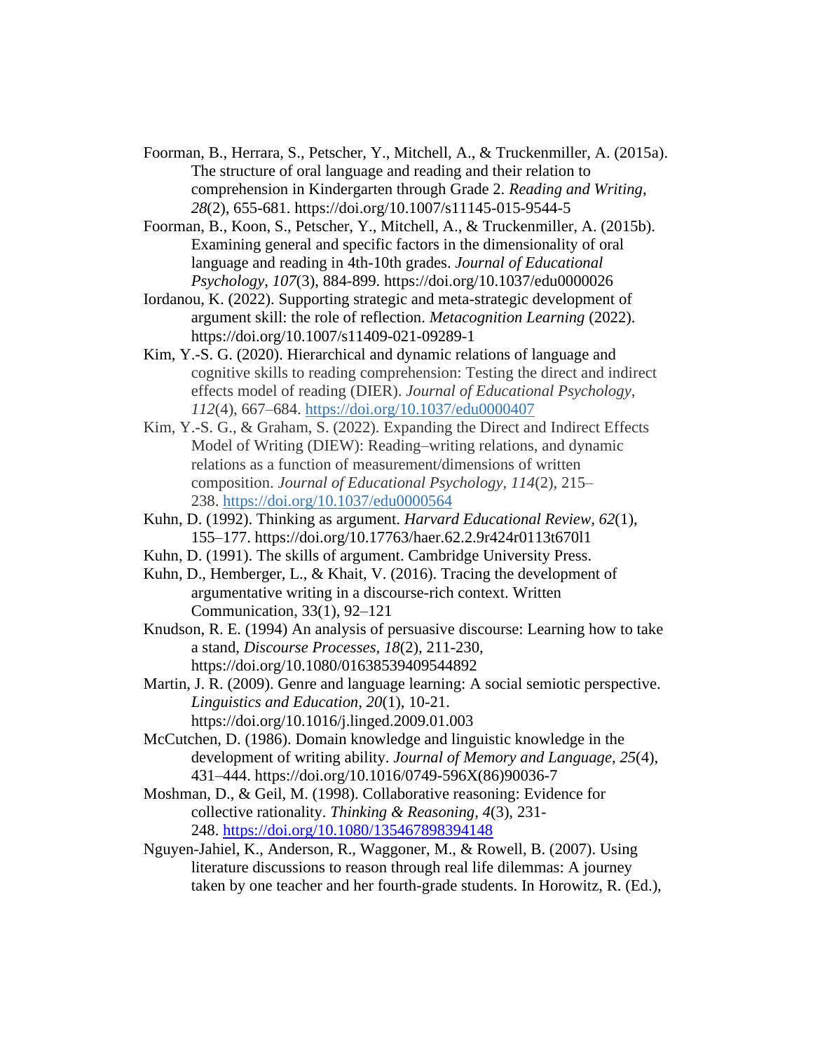Foorman, B., Herrara, S., Petscher, Y., Mitchell, A., & Truckenmiller, A. (2015a). The structure of oral language and reading and their relation to comprehension in Kindergarten through Grade 2. *Reading and Writing*, *28*(2), 655-681. https://doi.org/10.1007/s11145-015-9544-5

Foorman, B., Koon, S., Petscher, Y., Mitchell, A., & Truckenmiller, A. (2015b). Examining general and specific factors in the dimensionality of oral language and reading in 4th-10th grades. *Journal of Educational Psychology*, *107*(3), 884-899. https://doi.org/10.1037/edu0000026

Iordanou, K. (2022). Supporting strategic and meta-strategic development of argument skill: the role of reflection. *Metacognition Learning* (2022). https://doi.org/10.1007/s11409-021-09289-1

Kim, Y.-S. G. (2020). Hierarchical and dynamic relations of language and cognitive skills to reading comprehension: Testing the direct and indirect effects model of reading (DIER). *Journal of Educational Psychology*, *112*(4), 667–684. https://doi.org/10.1037/edu0000407

Kim, Y.-S. G., & Graham, S. (2022). Expanding the Direct and Indirect Effects Model of Writing (DIEW): Reading–writing relations, and dynamic relations as a function of measurement/dimensions of written composition. *Journal of Educational Psychology*, *114*(2), 215–238. https://doi.org/10.1037/edu0000564

Kuhn, D. (1992). Thinking as argument. *Harvard Educational Review*, *62*(1), 155–177. https://doi.org/10.17763/haer.62.2.9r424r0113t670l1

Kuhn, D. (1991). The skills of argument. Cambridge University Press.

Kuhn, D., Hemberger, L., & Khait, V. (2016). Tracing the development of argumentative writing in a discourse-rich context. Written Communication, 33(1), 92–121

Knudson, R. E. (1994) An analysis of persuasive discourse: Learning how to take a stand, *Discourse Processes*, *18*(2), 211-230, https://doi.org/10.1080/01638539409544892

Martin, J. R. (2009). Genre and language learning: A social semiotic perspective. *Linguistics and Education*, *20*(1), 10-21. https://doi.org/10.1016/j.linged.2009.01.003

McCutchen, D. (1986). Domain knowledge and linguistic knowledge in the development of writing ability. *Journal of Memory and Language*, *25*(4), 431–444. https://doi.org/10.1016/0749-596X(86)90036-7

Moshman, D., & Geil, M. (1998). Collaborative reasoning: Evidence for collective rationality. *Thinking & Reasoning*, *4*(3), 231-248. https://doi.org/10.1080/135467898394148

Nguyen-Jahiel, K., Anderson, R., Waggoner, M., & Rowell, B. (2007). Using literature discussions to reason through real life dilemmas: A journey taken by one teacher and her fourth-grade students. In Horowitz, R. (Ed.),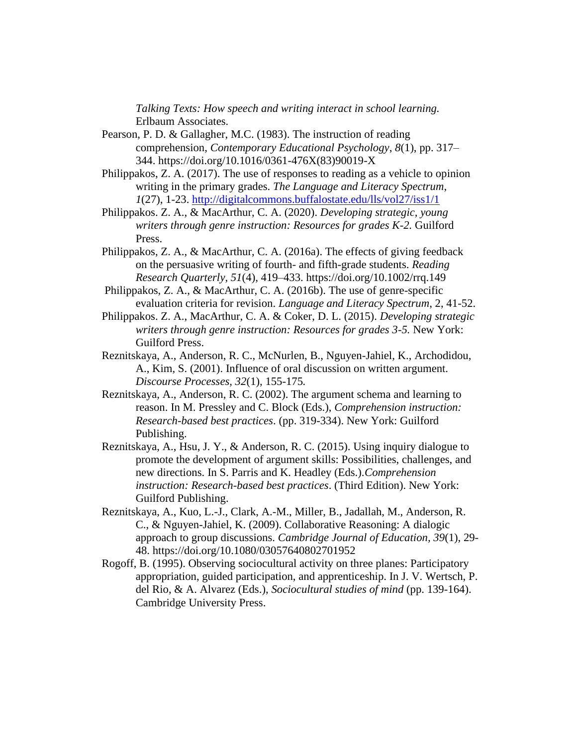*Talking Texts: How speech and writing interact in school learning.* Erlbaum Associates.

Pearson, P. D. & Gallagher, M.C. (1983). The instruction of reading comprehension, *Contemporary Educational Psychology*, *8*(1), pp. 317–344. https://doi.org/10.1016/0361-476X(83)90019-X

Philippakos, Z. A. (2017). The use of responses to reading as a vehicle to opinion writing in the primary grades. *The Language and Literacy Spectrum, 1*(27), 1-23. http://digitalcommons.buffalostate.edu/lls/vol27/iss1/1

Philippakos. Z. A., & MacArthur, C. A. (2020). *Developing strategic, young writers through genre instruction: Resources for grades K-2.* Guilford Press.

Philippakos, Z. A., & MacArthur, C. A. (2016a). The effects of giving feedback on the persuasive writing of fourth- and fifth-grade students. *Reading Research Quarterly, 51*(4), 419–433. https://doi.org/10.1002/rrq.149

Philippakos, Z. A., & MacArthur, C. A. (2016b). The use of genre-specific evaluation criteria for revision. *Language and Literacy Spectrum*, 2, 41-52.

Philippakos. Z. A., MacArthur, C. A. & Coker, D. L. (2015). *Developing strategic writers through genre instruction: Resources for grades 3-5.* New York: Guilford Press.

Reznitskaya, A., Anderson, R. C., McNurlen, B., Nguyen-Jahiel, K., Archodidou, A., Kim, S. (2001). Influence of oral discussion on written argument. *Discourse Processes, 32*(1), 155-175*.*

Reznitskaya, A., Anderson, R. C. (2002). The argument schema and learning to reason. In M. Pressley and C. Block (Eds.), *Comprehension instruction: Research-based best practices*. (pp. 319-334). New York: Guilford Publishing.

Reznitskaya, A., Hsu, J. Y., & Anderson, R. C. (2015). Using inquiry dialogue to promote the development of argument skills: Possibilities, challenges, and new directions. In S. Parris and K. Headley (Eds.).*Comprehension instruction: Research-based best practices*. (Third Edition). New York: Guilford Publishing.

Reznitskaya, A., Kuo, L.-J., Clark, A.-M., Miller, B., Jadallah, M., Anderson, R. C., & Nguyen-Jahiel, K. (2009). Collaborative Reasoning: A dialogic approach to group discussions. *Cambridge Journal of Education, 39*(1), 29-48. https://doi.org/10.1080/03057640802701952

Rogoff, B. (1995). Observing sociocultural activity on three planes: Participatory appropriation, guided participation, and apprenticeship. In J. V. Wertsch, P. del Rio, & A. Alvarez (Eds.), *Sociocultural studies of mind* (pp. 139-164). Cambridge University Press.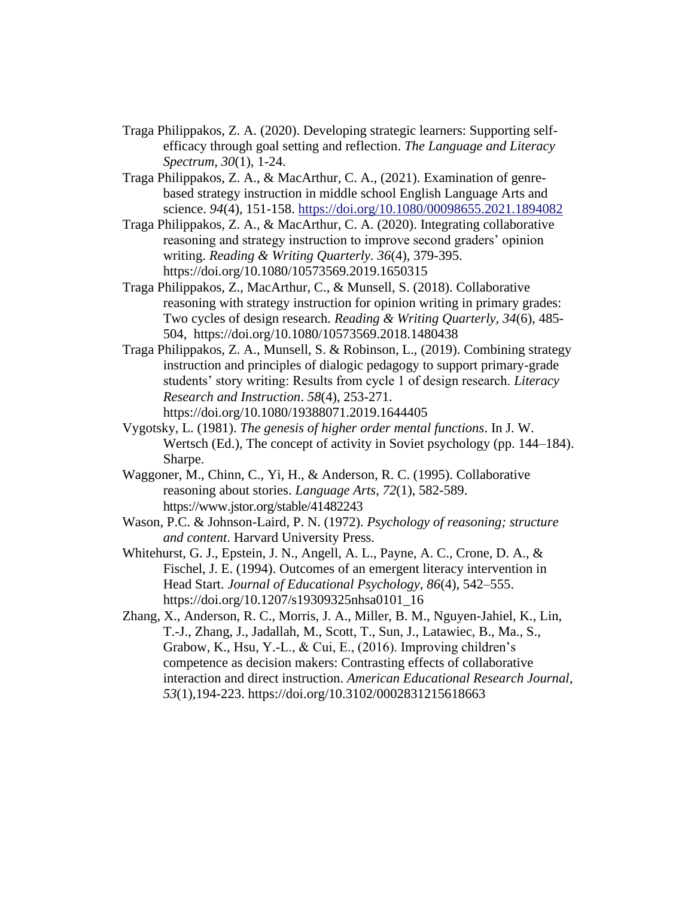Traga Philippakos, Z. A. (2020). Developing strategic learners: Supporting self-efficacy through goal setting and reflection. *The Language and Literacy Spectrum, 30*(1), 1-24.

Traga Philippakos, Z. A., & MacArthur, C. A., (2021). Examination of genre-based strategy instruction in middle school English Language Arts and science. *94*(4), 151-158. https://doi.org/10.1080/00098655.2021.1894082

Traga Philippakos, Z. A., & MacArthur, C. A. (2020). Integrating collaborative reasoning and strategy instruction to improve second graders' opinion writing. *Reading & Writing Quarterly. 36*(4), 379-395. https://doi.org/10.1080/10573569.2019.1650315

Traga Philippakos, Z., MacArthur, C., & Munsell, S. (2018). Collaborative reasoning with strategy instruction for opinion writing in primary grades: Two cycles of design research. *Reading & Writing Quarterly, 34*(6), 485-504, https://doi.org/10.1080/10573569.2018.1480438

Traga Philippakos, Z. A., Munsell, S. & Robinson, L., (2019). Combining strategy instruction and principles of dialogic pedagogy to support primary-grade students' story writing: Results from cycle 1 of design research. *Literacy Research and Instruction*. *58*(4), 253-271. https://doi.org/10.1080/19388071.2019.1644405

Vygotsky, L. (1981). *The genesis of higher order mental functions*. In J. W. Wertsch (Ed.), The concept of activity in Soviet psychology (pp. 144–184). Sharpe.

Waggoner, M., Chinn, C., Yi, H., & Anderson, R. C. (1995). Collaborative reasoning about stories. *Language Arts, 72*(1), 582-589. https://www.jstor.org/stable/41482243

Wason, P.C. & Johnson-Laird, P. N. (1972). *Psychology of reasoning; structure and content*. Harvard University Press.

Whitehurst, G. J., Epstein, J. N., Angell, A. L., Payne, A. C., Crone, D. A., & Fischel, J. E. (1994). Outcomes of an emergent literacy intervention in Head Start. *Journal of Educational Psychology*, *86*(4), 542–555. https://doi.org/10.1207/s19309325nhsa0101_16

Zhang, X., Anderson, R. C., Morris, J. A., Miller, B. M., Nguyen-Jahiel, K., Lin, T.-J., Zhang, J., Jadallah, M., Scott, T., Sun, J., Latawiec, B., Ma., S., Grabow, K., Hsu, Y.-L., & Cui, E., (2016). Improving children's competence as decision makers: Contrasting effects of collaborative interaction and direct instruction. *American Educational Research Journal, 53*(1),194-223. https://doi.org/10.3102/0002831215618663